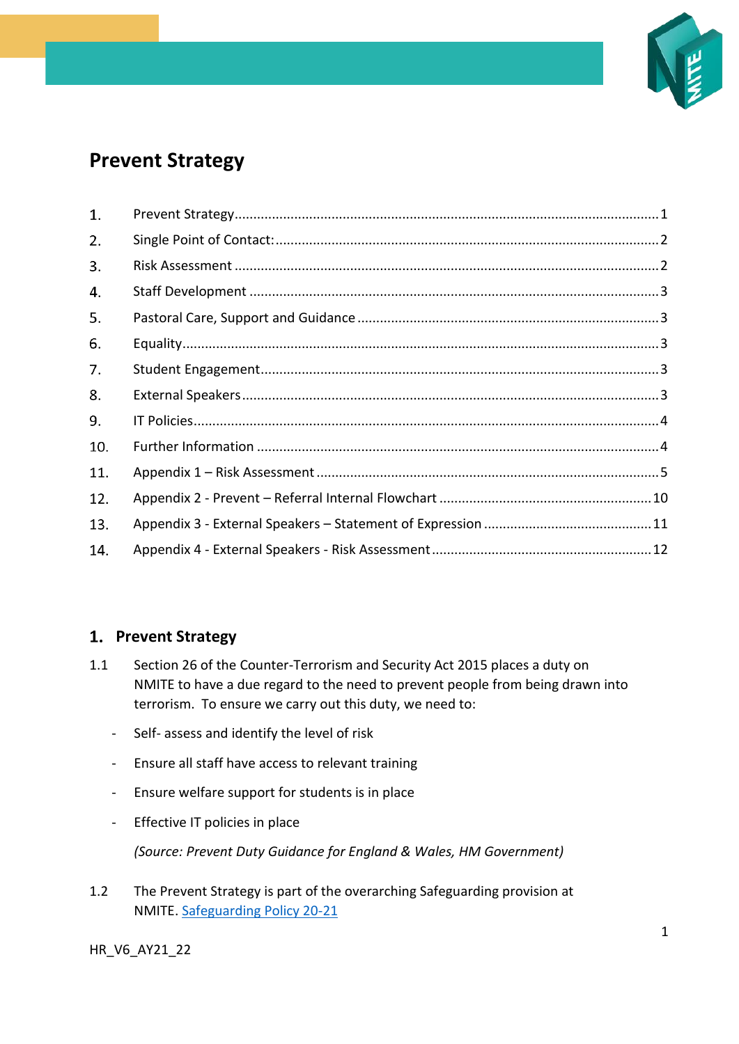# Prevent Strategy

| | | |
|---|---|---|
| 1. | Prevent Strategy | 1 |
| 2. | Single Point of Contact: | 2 |
| 3. | Risk Assessment | 2 |
| 4. | Staff Development | 3 |
| 5. | Pastoral Care, Support and Guidance | 3 |
| 6. | Equality | 3 |
| 7. | Student Engagement | 3 |
| 8. | External Speakers | 3 |
| 9. | IT Policies | 4 |
| 10. | Further Information | 4 |
| 11. | Appendix 1 – Risk Assessment | 5 |
| 12. | Appendix 2 - Prevent – Referral Internal Flowchart | 10 |
| 13. | Appendix 3 - External Speakers – Statement of Expression | 11 |
| 14. | Appendix 4 - External Speakers - Risk Assessment | 12 |

## 1. Prevent Strategy

1.1 Section 26 of the Counter-Terrorism and Security Act 2015 places a duty on NMITE to have a due regard to the need to prevent people from being drawn into terrorism. To ensure we carry out this duty, we need to:

- Self- assess and identify the level of risk
- Ensure all staff have access to relevant training
- Ensure welfare support for students is in place
- Effective IT policies in place

*(Source: Prevent Duty Guidance for England & Wales, HM Government)*

1.2 The Prevent Strategy is part of the overarching Safeguarding provision at NMITE. Safeguarding Policy 20-21

HR_V6_AY21_22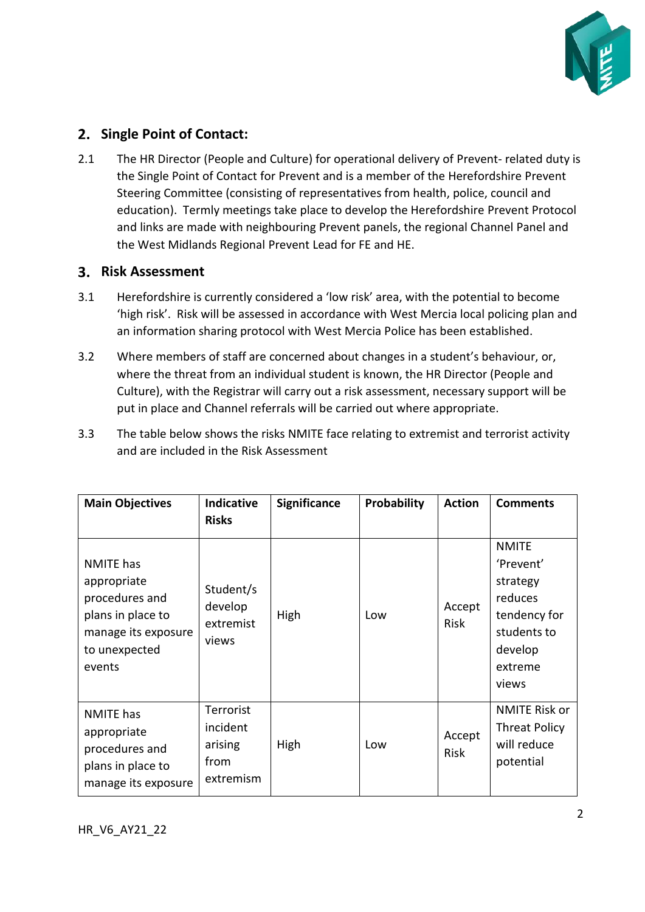## 2. Single Point of Contact:

2.1 The HR Director (People and Culture) for operational delivery of Prevent- related duty is the Single Point of Contact for Prevent and is a member of the Herefordshire Prevent Steering Committee (consisting of representatives from health, police, council and education). Termly meetings take place to develop the Herefordshire Prevent Protocol and links are made with neighbouring Prevent panels, the regional Channel Panel and the West Midlands Regional Prevent Lead for FE and HE.

## 3. Risk Assessment

3.1 Herefordshire is currently considered a 'low risk' area, with the potential to become 'high risk'. Risk will be assessed in accordance with West Mercia local policing plan and an information sharing protocol with West Mercia Police has been established.

3.2 Where members of staff are concerned about changes in a student's behaviour, or, where the threat from an individual student is known, the HR Director (People and Culture), with the Registrar will carry out a risk assessment, necessary support will be put in place and Channel referrals will be carried out where appropriate.

3.3 The table below shows the risks NMITE face relating to extremist and terrorist activity and are included in the Risk Assessment

| Main Objectives | Indicative Risks | Significance | Probability | Action | Comments |
|---|---|---|---|---|---|
| NMITE has appropriate procedures and plans in place to manage its exposure to unexpected events | Student/s develop extremist views | High | Low | Accept Risk | NMITE 'Prevent' strategy reduces tendency for students to develop extreme views |
| NMITE has appropriate procedures and plans in place to manage its exposure | Terrorist incident arising from extremism | High | Low | Accept Risk | NMITE Risk or Threat Policy will reduce potential |

HR_V6_AY21_22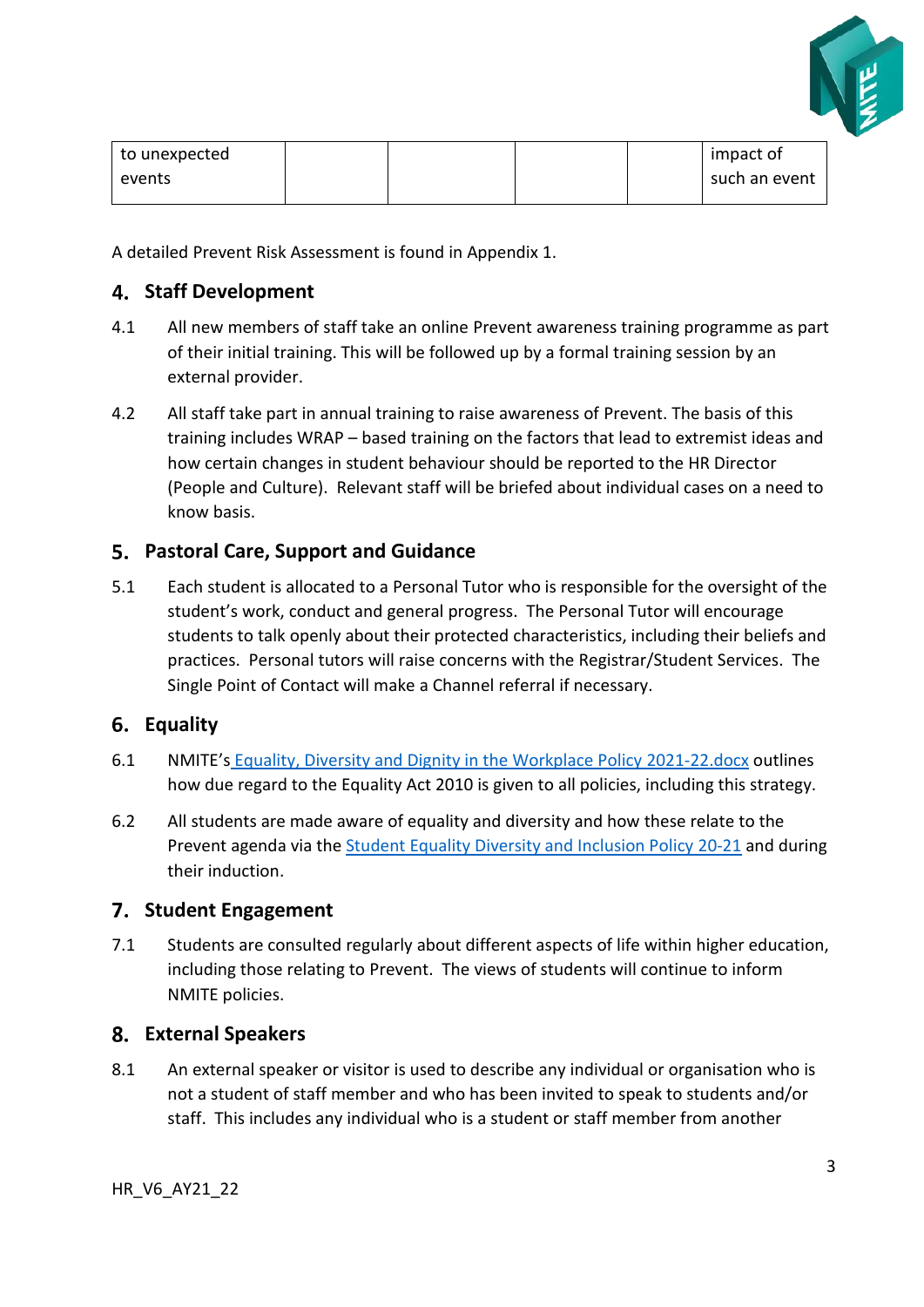| to unexpected events | | | | | impact of such an event |
|---|---|---|---|---|---|

A detailed Prevent Risk Assessment is found in Appendix 1.

## 4. Staff Development

4.1 All new members of staff take an online Prevent awareness training programme as part of their initial training. This will be followed up by a formal training session by an external provider.

4.2 All staff take part in annual training to raise awareness of Prevent. The basis of this training includes WRAP – based training on the factors that lead to extremist ideas and how certain changes in student behaviour should be reported to the HR Director (People and Culture). Relevant staff will be briefed about individual cases on a need to know basis.

## 5. Pastoral Care, Support and Guidance

5.1 Each student is allocated to a Personal Tutor who is responsible for the oversight of the student's work, conduct and general progress. The Personal Tutor will encourage students to talk openly about their protected characteristics, including their beliefs and practices. Personal tutors will raise concerns with the Registrar/Student Services. The Single Point of Contact will make a Channel referral if necessary.

## 6. Equality

6.1 NMITE's Equality, Diversity and Dignity in the Workplace Policy 2021-22.docx outlines how due regard to the Equality Act 2010 is given to all policies, including this strategy.

6.2 All students are made aware of equality and diversity and how these relate to the Prevent agenda via the Student Equality Diversity and Inclusion Policy 20-21 and during their induction.

## 7. Student Engagement

7.1 Students are consulted regularly about different aspects of life within higher education, including those relating to Prevent. The views of students will continue to inform NMITE policies.

## 8. External Speakers

8.1 An external speaker or visitor is used to describe any individual or organisation who is not a student of staff member and who has been invited to speak to students and/or staff. This includes any individual who is a student or staff member from another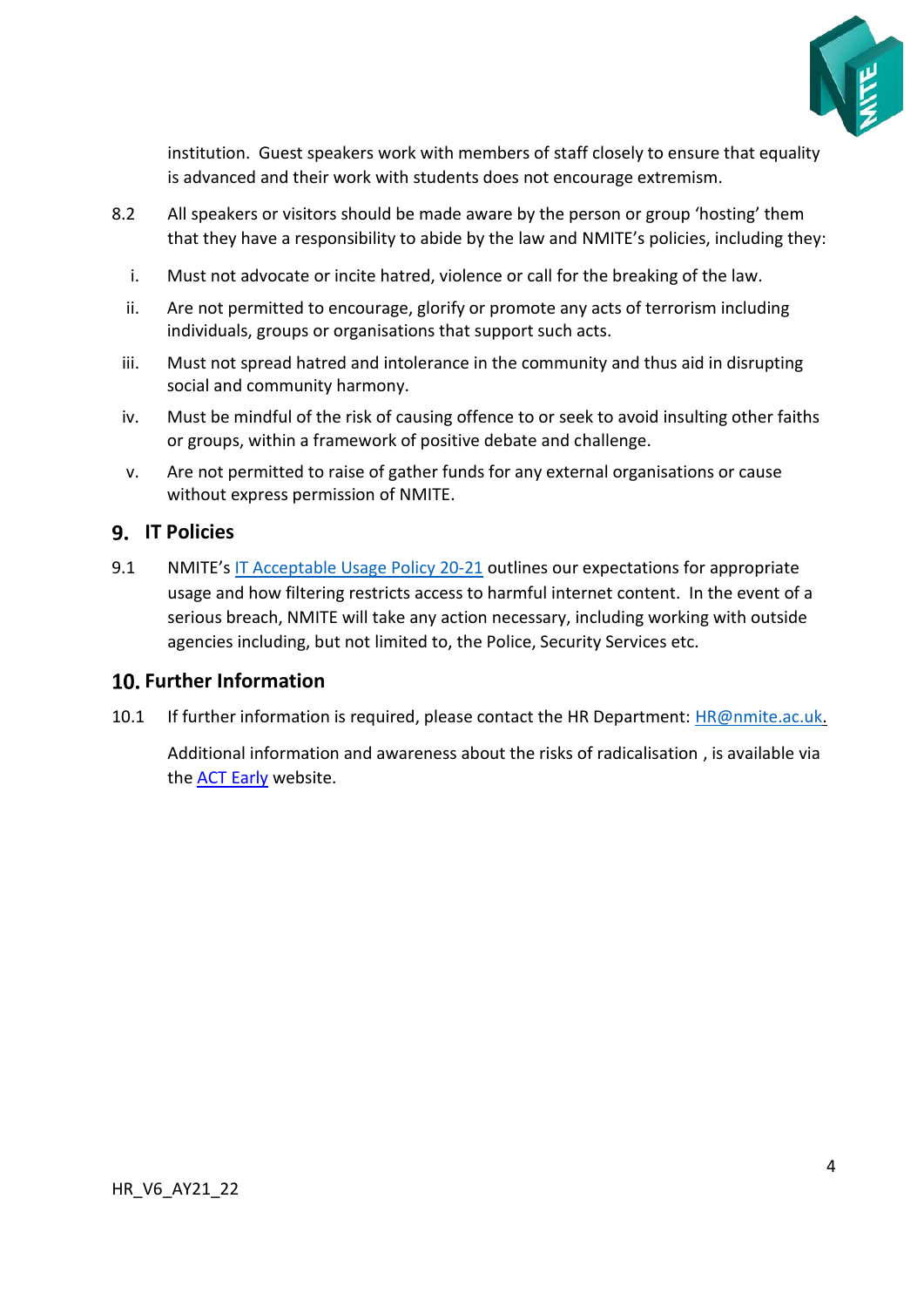institution. Guest speakers work with members of staff closely to ensure that equality is advanced and their work with students does not encourage extremism.

8.2 All speakers or visitors should be made aware by the person or group 'hosting' them that they have a responsibility to abide by the law and NMITE's policies, including they:

i. Must not advocate or incite hatred, violence or call for the breaking of the law.

ii. Are not permitted to encourage, glorify or promote any acts of terrorism including individuals, groups or organisations that support such acts.

iii. Must not spread hatred and intolerance in the community and thus aid in disrupting social and community harmony.

iv. Must be mindful of the risk of causing offence to or seek to avoid insulting other faiths or groups, within a framework of positive debate and challenge.

v. Are not permitted to raise of gather funds for any external organisations or cause without express permission of NMITE.

## 9. IT Policies

9.1 NMITE's IT Acceptable Usage Policy 20-21 outlines our expectations for appropriate usage and how filtering restricts access to harmful internet content. In the event of a serious breach, NMITE will take any action necessary, including working with outside agencies including, but not limited to, the Police, Security Services etc.

## 10. Further Information

10.1 If further information is required, please contact the HR Department: HR@nmite.ac.uk.

Additional information and awareness about the risks of radicalisation , is available via the ACT Early website.

HR_V6_AY21_22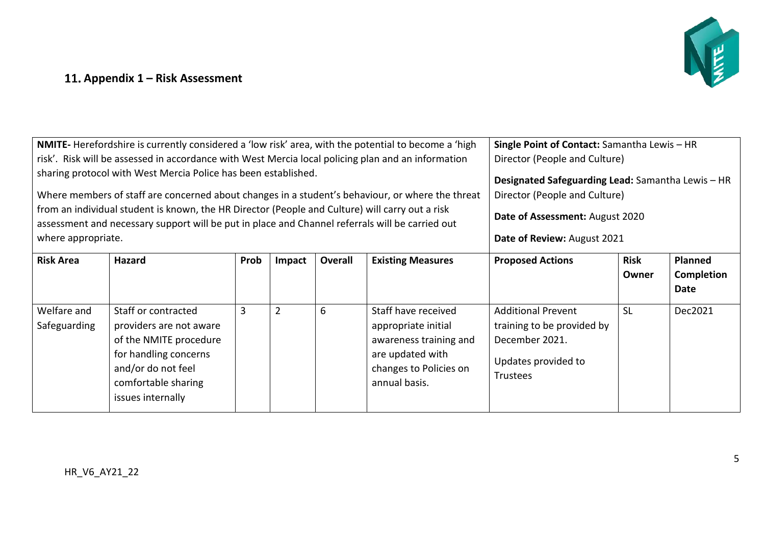## 11. Appendix 1 – Risk Assessment

| **NMITE-** Herefordshire is currently considered a 'low risk' area, with the potential to become a 'high risk'. Risk will be assessed in accordance with West Mercia local policing plan and an information sharing protocol with West Mercia Police has been established.<br><br>Where members of staff are concerned about changes in a student's behaviour, or where the threat from an individual student is known, the HR Director (People and Culture) will carry out a risk assessment and necessary support will be put in place and Channel referrals will be carried out where appropriate. | | | | | | **Single Point of Contact:** Samantha Lewis – HR Director (People and Culture)<br><br>**Designated Safeguarding Lead:** Samantha Lewis – HR Director (People and Culture)<br><br>**Date of Assessment:** August 2020<br><br>**Date of Review:** August 2021 | | |
|---|---|---|---|---|---|---|---|---|
| **Risk Area** | **Hazard** | **Prob** | **Impact** | **Overall** | **Existing Measures** | **Proposed Actions** | **Risk Owner** | **Planned Completion Date** |
| Welfare and Safeguarding | Staff or contracted providers are not aware of the NMITE procedure for handling concerns and/or do not feel comfortable sharing issues internally | 3 | 2 | 6 | Staff have received appropriate initial awareness training and are updated with changes to Policies on annual basis. | Additional Prevent training to be provided by December 2021.<br><br>Updates provided to Trustees | SL | Dec2021 |

HR_V6_AY21_22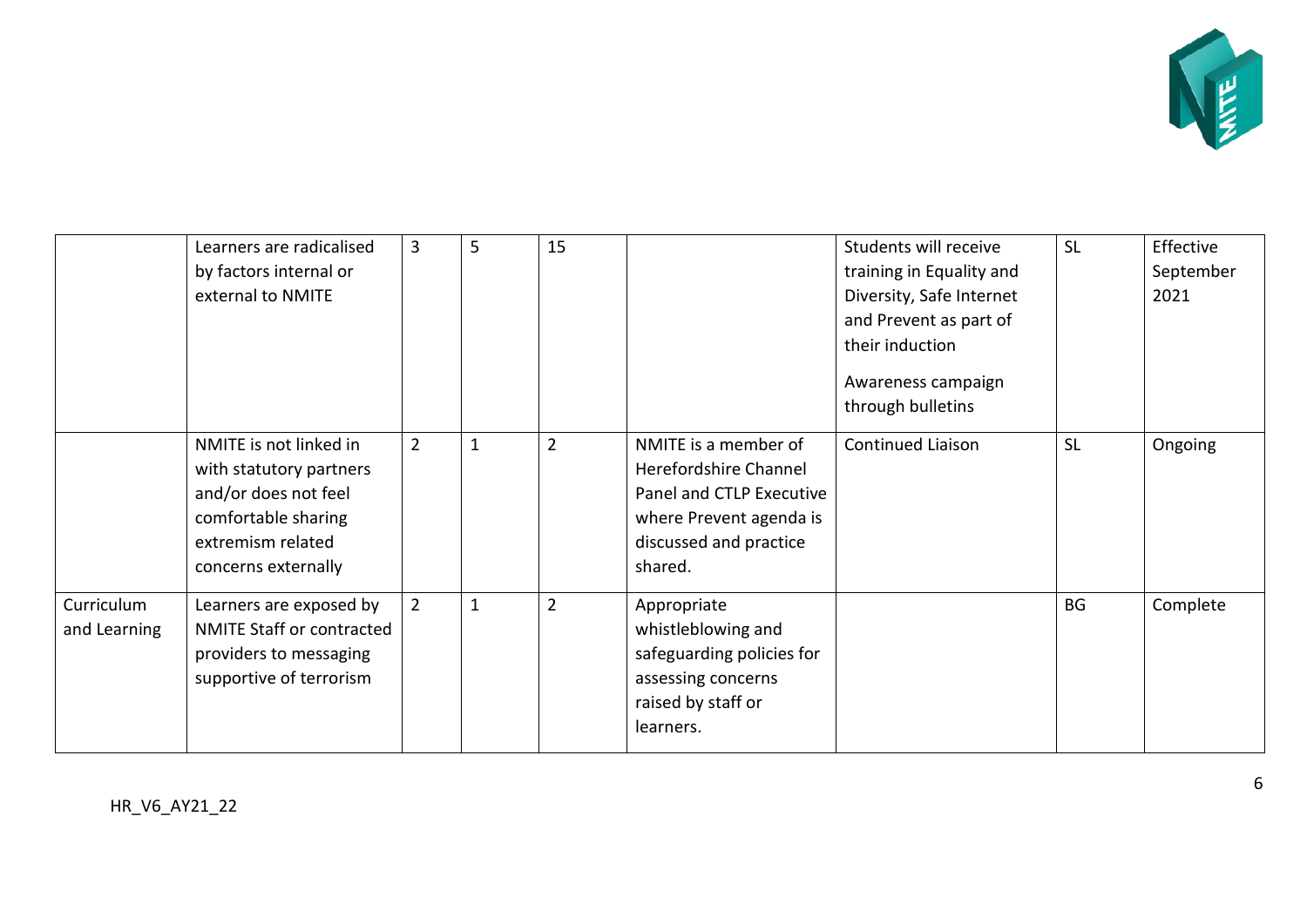| | | | | | | | | |
|---|---|---|---|---|---|---|---|---|
| | Learners are radicalised by factors internal or external to NMITE | 3 | 5 | 15 | | Students will receive training in Equality and Diversity, Safe Internet and Prevent as part of their induction<br><br>Awareness campaign through bulletins | SL | Effective September 2021 |
| | NMITE is not linked in with statutory partners and/or does not feel comfortable sharing extremism related concerns externally | 2 | 1 | 2 | NMITE is a member of Herefordshire Channel Panel and CTLP Executive where Prevent agenda is discussed and practice shared. | Continued Liaison | SL | Ongoing |
| Curriculum and Learning | Learners are exposed by NMITE Staff or contracted providers to messaging supportive of terrorism | 2 | 1 | 2 | Appropriate whistleblowing and safeguarding policies for assessing concerns raised by staff or learners. | | BG | Complete |

HR_V6_AY21_22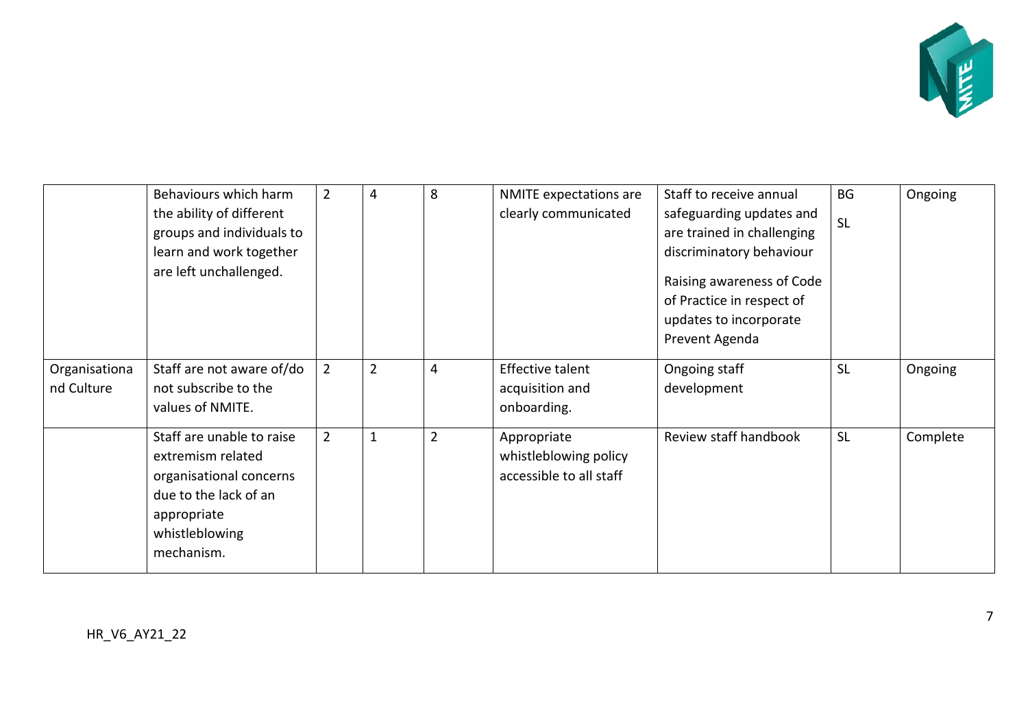| | | | | | | | | |
|---|---|---|---|---|---|---|---|---|
| | Behaviours which harm the ability of different groups and individuals to learn and work together are left unchallenged. | 2 | 4 | 8 | NMITE expectations are clearly communicated | Staff to receive annual safeguarding updates and are trained in challenging discriminatory behaviour<br><br>Raising awareness of Code of Practice in respect of updates to incorporate Prevent Agenda | BG<br>SL | Ongoing |
| Organisational Culture | Staff are not aware of/do not subscribe to the values of NMITE. | 2 | 2 | 4 | Effective talent acquisition and onboarding. | Ongoing staff development | SL | Ongoing |
| | Staff are unable to raise extremism related organisational concerns due to the lack of an appropriate whistleblowing mechanism. | 2 | 1 | 2 | Appropriate whistleblowing policy accessible to all staff | Review staff handbook | SL | Complete |

HR_V6_AY21_22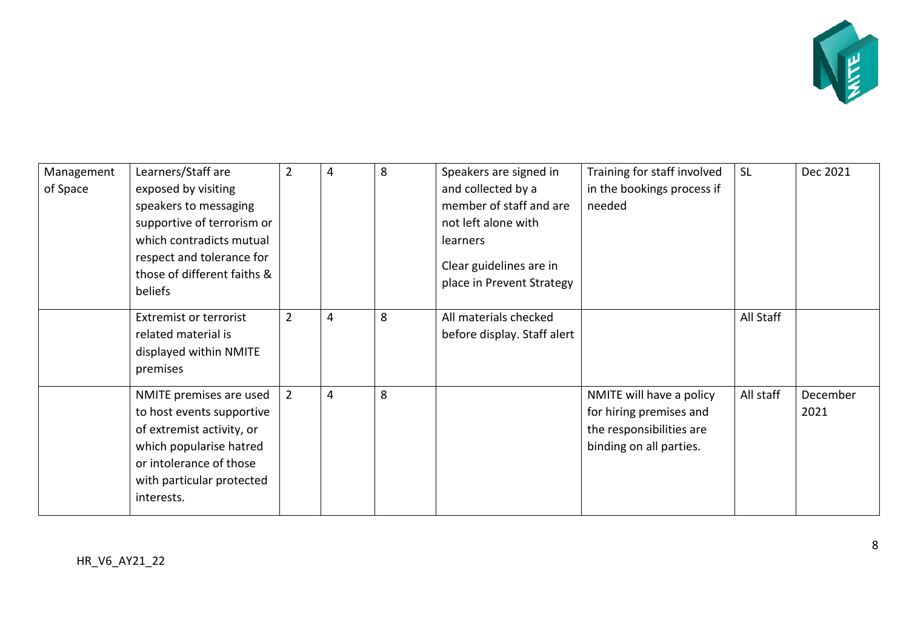| | | | | | | | | |
|---|---|---|---|---|---|---|---|---|
| Management of Space | Learners/Staff are exposed by visiting speakers to messaging supportive of terrorism or which contradicts mutual respect and tolerance for those of different faiths & beliefs | 2 | 4 | 8 | Speakers are signed in and collected by a member of staff and are not left alone with learners<br><br>Clear guidelines are in place in Prevent Strategy | Training for staff involved in the bookings process if needed | SL | Dec 2021 |
| | Extremist or terrorist related material is displayed within NMITE premises | 2 | 4 | 8 | All materials checked before display. Staff alert | | All Staff | |
| | NMITE premises are used to host events supportive of extremist activity, or which popularise hatred or intolerance of those with particular protected interests. | 2 | 4 | 8 | | NMITE will have a policy for hiring premises and the responsibilities are binding on all parties. | All staff | December 2021 |

HR_V6_AY21_22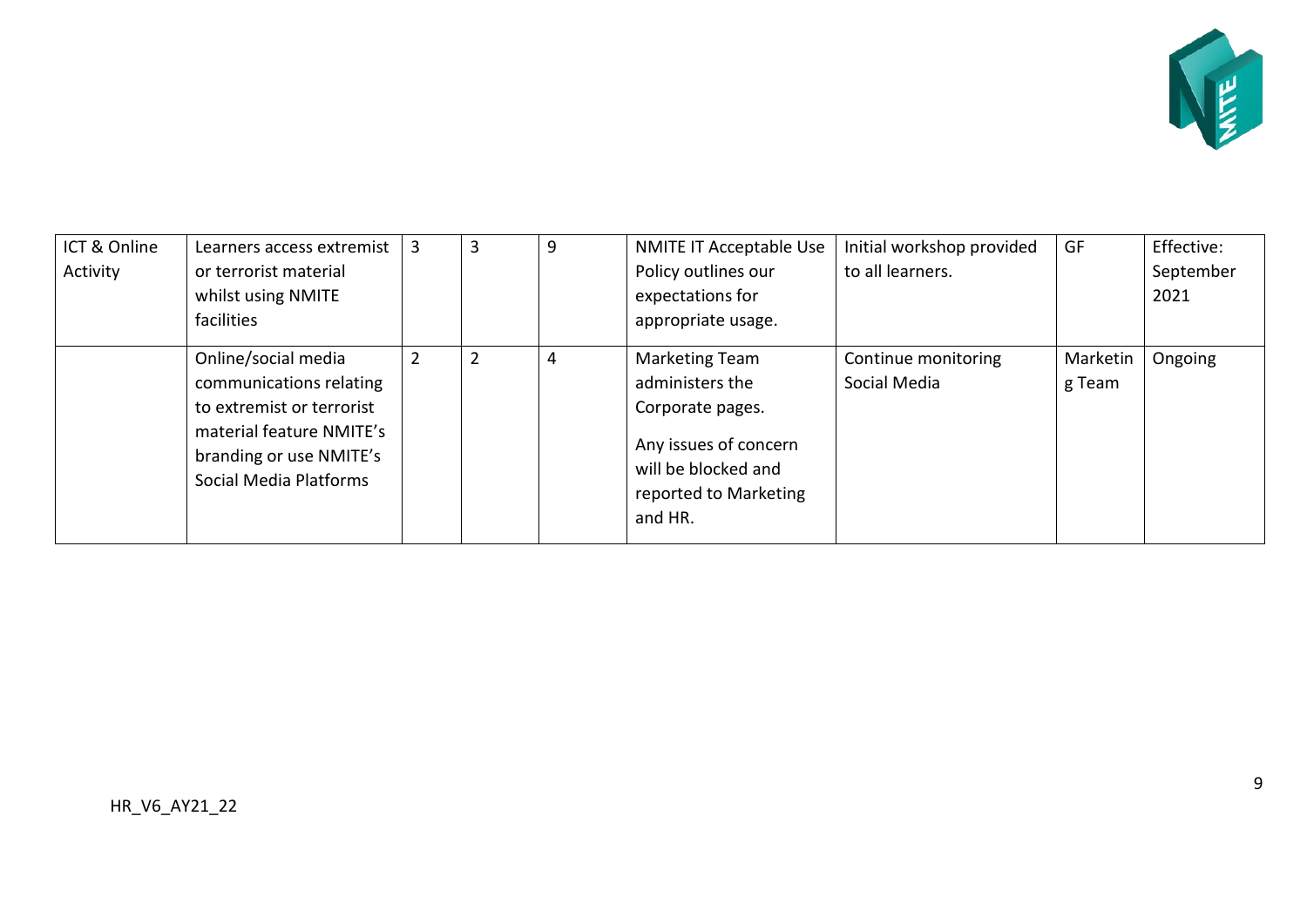| | | | | | | | | |
|---|---|---|---|---|---|---|---|---|
| ICT & Online Activity | Learners access extremist or terrorist material whilst using NMITE facilities | 3 | 3 | 9 | NMITE IT Acceptable Use Policy outlines our expectations for appropriate usage. | Initial workshop provided to all learners. | GF | Effective: September 2021 |
| | Online/social media communications relating to extremist or terrorist material feature NMITE's branding or use NMITE's Social Media Platforms | 2 | 2 | 4 | Marketing Team administers the Corporate pages.<br><br>Any issues of concern will be blocked and reported to Marketing and HR. | Continue monitoring Social Media | Marketing Team | Ongoing |

HR_V6_AY21_22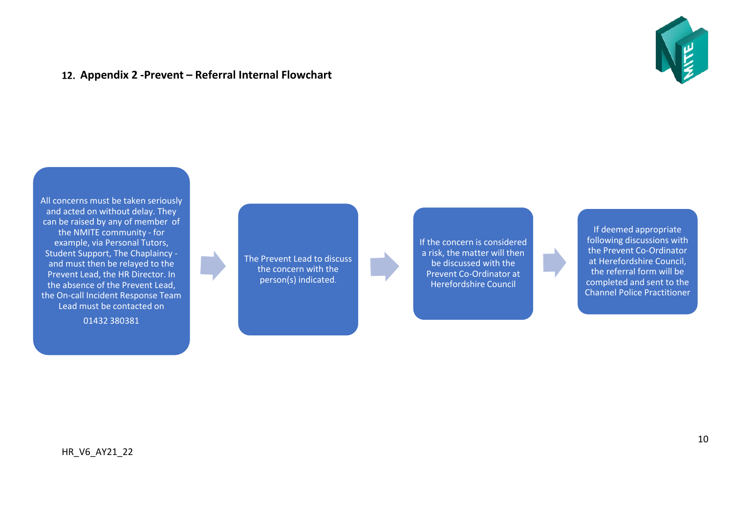## 12. Appendix 2 -Prevent – Referral Internal Flowchart

All concerns must be taken seriously and acted on without delay. They can be raised by any of member of the NMITE community - for example, via Personal Tutors, Student Support, The Chaplaincy - and must then be relayed to the Prevent Lead, the HR Director. In the absence of the Prevent Lead, the On-call Incident Response Team Lead must be contacted on

01432 380381

→

The Prevent Lead to discuss the concern with the person(s) indicated.

→

If the concern is considered a risk, the matter will then be discussed with the Prevent Co-Ordinator at Herefordshire Council

→

If deemed appropriate following discussions with the Prevent Co-Ordinator at Herefordshire Council, the referral form will be completed and sent to the Channel Police Practitioner

HR_V6_AY21_22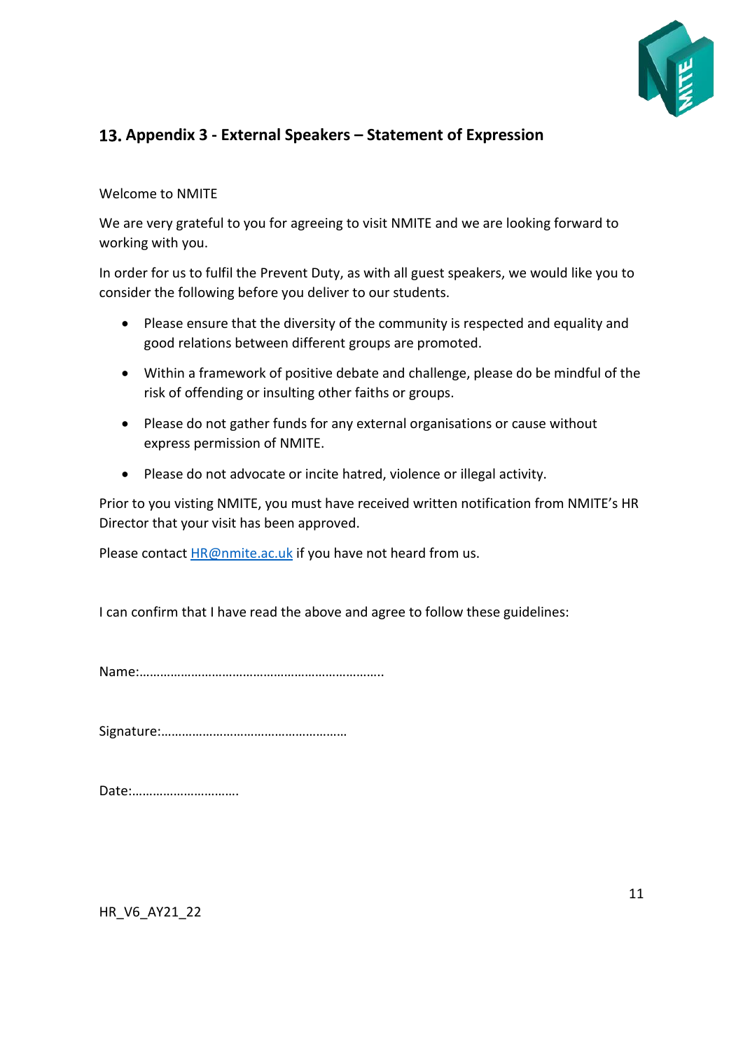## 13. Appendix 3 - External Speakers – Statement of Expression

Welcome to NMITE

We are very grateful to you for agreeing to visit NMITE and we are looking forward to working with you.

In order for us to fulfil the Prevent Duty, as with all guest speakers, we would like you to consider the following before you deliver to our students.

- Please ensure that the diversity of the community is respected and equality and good relations between different groups are promoted.
- Within a framework of positive debate and challenge, please do be mindful of the risk of offending or insulting other faiths or groups.
- Please do not gather funds for any external organisations or cause without express permission of NMITE.
- Please do not advocate or incite hatred, violence or illegal activity.

Prior to you visting NMITE, you must have received written notification from NMITE's HR Director that your visit has been approved.

Please contact HR@nmite.ac.uk if you have not heard from us.

I can confirm that I have read the above and agree to follow these guidelines:

Name:……………………………………………………………..

Signature:………………………………………………

Date:………………………….

HR_V6_AY21_22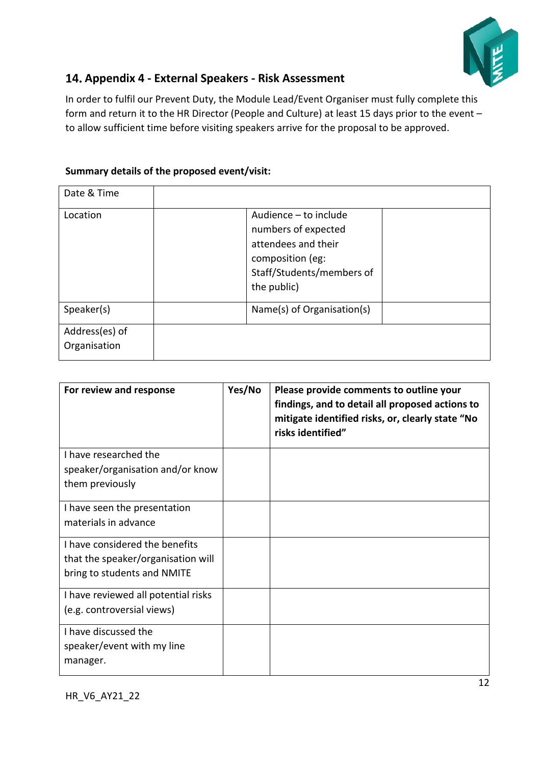## 14. Appendix 4 - External Speakers - Risk Assessment

In order to fulfil our Prevent Duty, the Module Lead/Event Organiser must fully complete this form and return it to the HR Director (People and Culture) at least 15 days prior to the event – to allow sufficient time before visiting speakers arrive for the proposal to be approved.

**Summary details of the proposed event/visit:**

| Date & Time | | | |
|---|---|---|---|
| Location | | Audience – to include numbers of expected attendees and their composition (eg: Staff/Students/members of the public) | |
| Speaker(s) | | Name(s) of Organisation(s) | |
| Address(es) of Organisation | | | |

| For review and response | Yes/No | Please provide comments to outline your findings, and to detail all proposed actions to mitigate identified risks, or, clearly state "No risks identified" |
|---|---|---|
| I have researched the speaker/organisation and/or know them previously | | |
| I have seen the presentation materials in advance | | |
| I have considered the benefits that the speaker/organisation will bring to students and NMITE | | |
| I have reviewed all potential risks (e.g. controversial views) | | |
| I have discussed the speaker/event with my line manager. | | |

HR_V6_AY21_22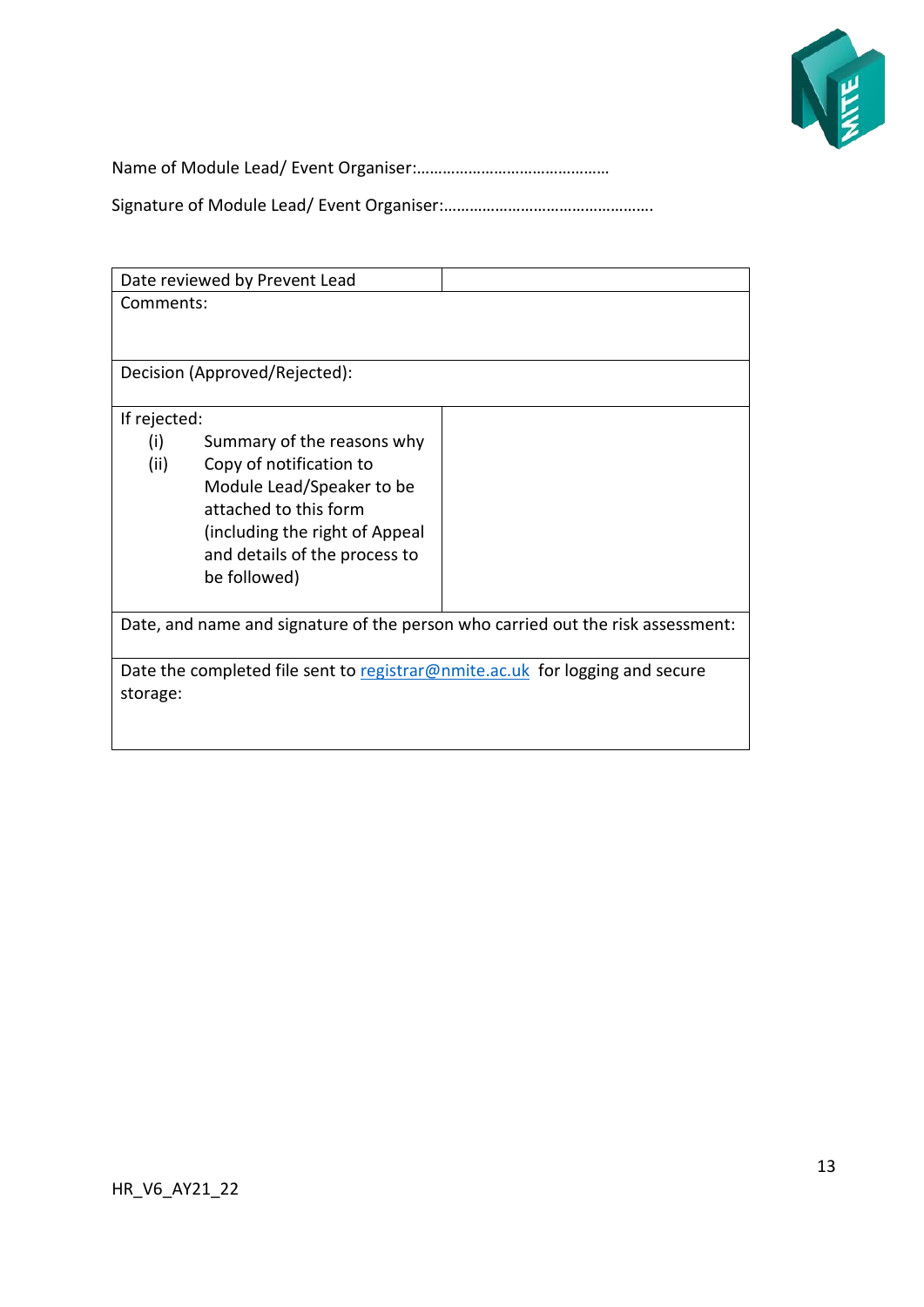Name of Module Lead/ Event Organiser:………………………………………

Signature of Module Lead/ Event Organiser:………………………………………….

| | |
|---|---|
| Date reviewed by Prevent Lead | |
| Comments: | |
| Decision (Approved/Rejected): | |
| If rejected:<br>(i) Summary of the reasons why<br>(ii) Copy of notification to Module Lead/Speaker to be attached to this form (including the right of Appeal and details of the process to be followed) | |
| Date, and name and signature of the person who carried out the risk assessment: | |
| Date the completed file sent to registrar@nmite.ac.uk for logging and secure storage: | |

HR_V6_AY21_22